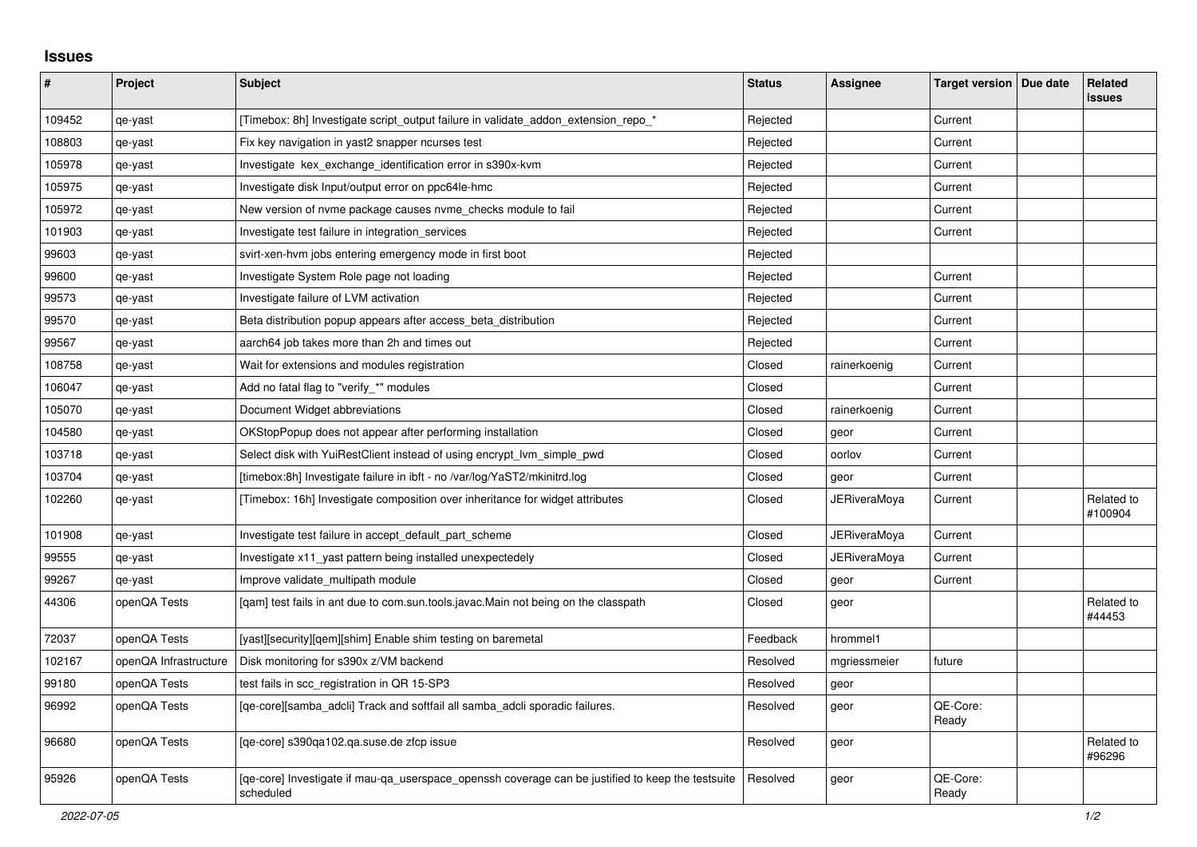# Issues

| # | Project | Subject | Status | Assignee | Target version | Due date | Related issues |
|---|---|---|---|---|---|---|---|
| 109452 | qe-yast | [Timebox: 8h] Investigate script_output failure in validate_addon_extension_repo_* | Rejected | | Current | | |
| 108803 | qe-yast | Fix key navigation in yast2 snapper ncurses test | Rejected | | Current | | |
| 105978 | qe-yast | Investigate kex_exchange_identification error in s390x-kvm | Rejected | | Current | | |
| 105975 | qe-yast | Investigate disk Input/output error on ppc64le-hmc | Rejected | | Current | | |
| 105972 | qe-yast | New version of nvme package causes nvme_checks module to fail | Rejected | | Current | | |
| 101903 | qe-yast | Investigate test failure in integration_services | Rejected | | Current | | |
| 99603 | qe-yast | svirt-xen-hvm jobs entering emergency mode in first boot | Rejected | | | | |
| 99600 | qe-yast | Investigate System Role page not loading | Rejected | | Current | | |
| 99573 | qe-yast | Investigate failure of LVM activation | Rejected | | Current | | |
| 99570 | qe-yast | Beta distribution popup appears after access_beta_distribution | Rejected | | Current | | |
| 99567 | qe-yast | aarch64 job takes more than 2h and times out | Rejected | | Current | | |
| 108758 | qe-yast | Wait for extensions and modules registration | Closed | rainerkoenig | Current | | |
| 106047 | qe-yast | Add no fatal flag to "verify_*" modules | Closed | | Current | | |
| 105070 | qe-yast | Document Widget abbreviations | Closed | rainerkoenig | Current | | |
| 104580 | qe-yast | OKStopPopup does not appear after performing installation | Closed | geor | Current | | |
| 103718 | qe-yast | Select disk with YuiRestClient instead of using encrypt_lvm_simple_pwd | Closed | oorlov | Current | | |
| 103704 | qe-yast | [timebox:8h] Investigate failure in ibft - no /var/log/YaST2/mkinitrd.log | Closed | geor | Current | | |
| 102260 | qe-yast | [Timebox: 16h] Investigate composition over inheritance for widget attributes | Closed | JERiveraMoya | Current | | Related to #100904 |
| 101908 | qe-yast | Investigate test failure in accept_default_part_scheme | Closed | JERiveraMoya | Current | | |
| 99555 | qe-yast | Investigate x11_yast pattern being installed unexpectedely | Closed | JERiveraMoya | Current | | |
| 99267 | qe-yast | Improve validate_multipath module | Closed | geor | Current | | |
| 44306 | openQA Tests | [qam] test fails in ant due to com.sun.tools.javac.Main not being on the classpath | Closed | geor | | | Related to #44453 |
| 72037 | openQA Tests | [yast][security][qem][shim] Enable shim testing on baremetal | Feedback | hrommel1 | | | |
| 102167 | openQA Infrastructure | Disk monitoring for s390x z/VM backend | Resolved | mgriessmeier | future | | |
| 99180 | openQA Tests | test fails in scc_registration in QR 15-SP3 | Resolved | geor | | | |
| 96992 | openQA Tests | [qe-core][samba_adcli] Track and softfail all samba_adcli sporadic failures. | Resolved | geor | QE-Core: Ready | | |
| 96680 | openQA Tests | [qe-core] s390qa102.qa.suse.de zfcp issue | Resolved | geor | | | Related to #96296 |
| 95926 | openQA Tests | [qe-core] Investigate if mau-qa_userspace_openssh coverage can be justified to keep the testsuite scheduled | Resolved | geor | QE-Core: Ready | | |

*2022-07-05*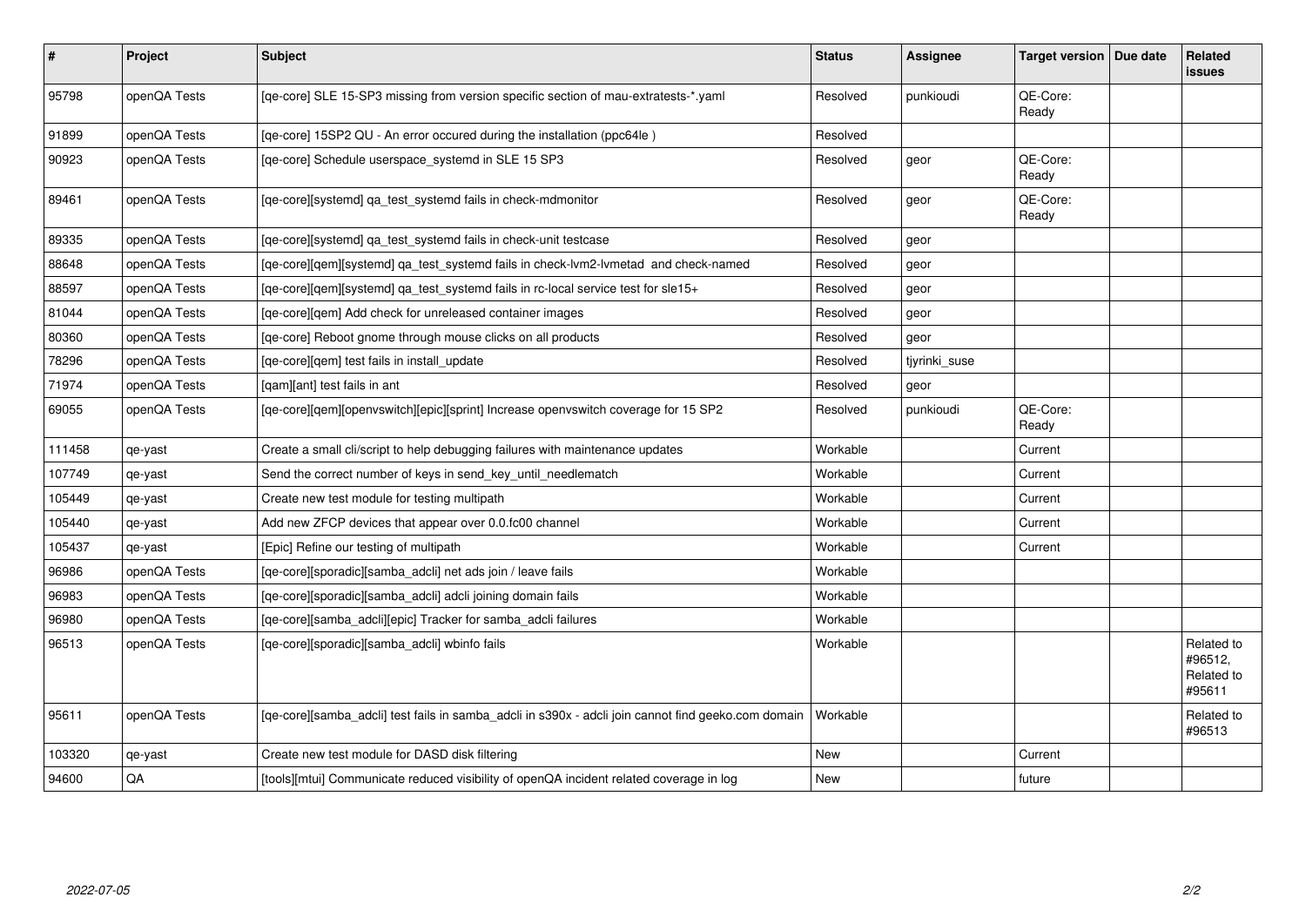| # | Project | Subject | Status | Assignee | Target version | Due date | Related issues |
|---|---|---|---|---|---|---|---|
| 95798 | openQA Tests | [qe-core] SLE 15-SP3 missing from version specific section of mau-extratests-*.yaml | Resolved | punkioudi | QE-Core: Ready | | |
| 91899 | openQA Tests | [qe-core] 15SP2 QU - An error occured during the installation (ppc64le ) | Resolved | | | | |
| 90923 | openQA Tests | [qe-core] Schedule userspace_systemd in SLE 15 SP3 | Resolved | geor | QE-Core: Ready | | |
| 89461 | openQA Tests | [qe-core][systemd] qa_test_systemd fails in check-mdmonitor | Resolved | geor | QE-Core: Ready | | |
| 89335 | openQA Tests | [qe-core][systemd] qa_test_systemd fails in check-unit testcase | Resolved | geor | | | |
| 88648 | openQA Tests | [qe-core][qem][systemd] qa_test_systemd fails in check-lvm2-lvmetad and check-named | Resolved | geor | | | |
| 88597 | openQA Tests | [qe-core][qem][systemd] qa_test_systemd fails in rc-local service test for sle15+ | Resolved | geor | | | |
| 81044 | openQA Tests | [qe-core][qem] Add check for unreleased container images | Resolved | geor | | | |
| 80360 | openQA Tests | [qe-core] Reboot gnome through mouse clicks on all products | Resolved | geor | | | |
| 78296 | openQA Tests | [qe-core][qem] test fails in install_update | Resolved | tjyrinki_suse | | | |
| 71974 | openQA Tests | [qam][ant] test fails in ant | Resolved | geor | | | |
| 69055 | openQA Tests | [qe-core][qem][openvswitch][epic][sprint] Increase openvswitch coverage for 15 SP2 | Resolved | punkioudi | QE-Core: Ready | | |
| 111458 | qe-yast | Create a small cli/script to help debugging failures with maintenance updates | Workable | | Current | | |
| 107749 | qe-yast | Send the correct number of keys in send_key_until_needlematch | Workable | | Current | | |
| 105449 | qe-yast | Create new test module for testing multipath | Workable | | Current | | |
| 105440 | qe-yast | Add new ZFCP devices that appear over 0.0.fc00 channel | Workable | | Current | | |
| 105437 | qe-yast | [Epic] Refine our testing of multipath | Workable | | Current | | |
| 96986 | openQA Tests | [qe-core][sporadic][samba_adcli] net ads join / leave fails | Workable | | | | |
| 96983 | openQA Tests | [qe-core][sporadic][samba_adcli] adcli joining domain fails | Workable | | | | |
| 96980 | openQA Tests | [qe-core][samba_adcli][epic] Tracker for samba_adcli failures | Workable | | | | |
| 96513 | openQA Tests | [qe-core][sporadic][samba_adcli] wbinfo fails | Workable | | | | Related to #96512, Related to #95611 |
| 95611 | openQA Tests | [qe-core][samba_adcli] test fails in samba_adcli in s390x - adcli join cannot find geeko.com domain | Workable | | | | Related to #96513 |
| 103320 | qe-yast | Create new test module for DASD disk filtering | New | | Current | | |
| 94600 | QA | [tools][mtui] Communicate reduced visibility of openQA incident related coverage in log | New | | future | | |